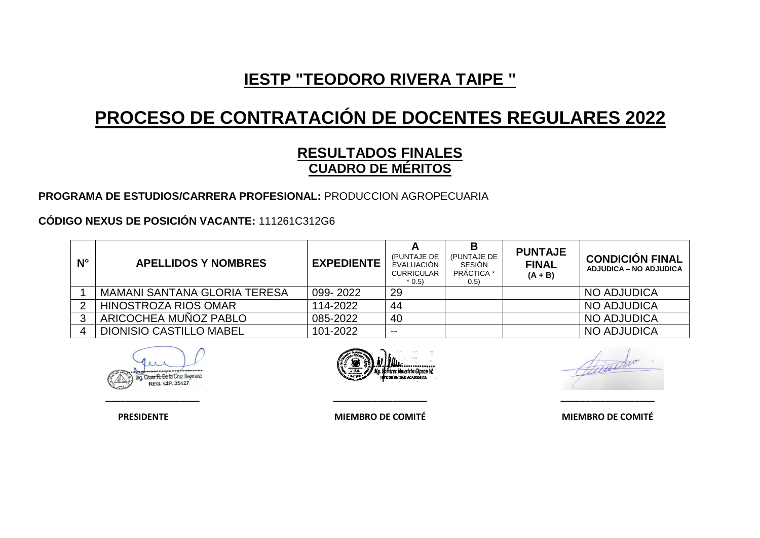# IESTP "TEODORO RIVERA TAIPE "

# PROCESO DE CONTRATACIÓN DE DOCENTES REGULARES 2022

## RESULTADOS FINALES
## CUADRO DE MÉRITOS

**PROGRAMA DE ESTUDIOS/CARRERA PROFESIONAL:** PRODUCCION AGROPECUARIA

**CÓDIGO NEXUS DE POSICIÓN VACANTE:** 111261C312G6

| N° | APELLIDOS Y NOMBRES | EXPEDIENTE | A (PUNTAJE DE EVALUACIÓN CURRICULAR * 0.5) | B (PUNTAJE DE SESIÓN PRÁCTICA * 0.5) | PUNTAJE FINAL (A + B) | CONDICIÓN FINAL ADJUDICA – NO ADJUDICA |
|---|---|---|---|---|---|---|
| 1 | MAMANI SANTANA GLORIA TERESA | 099- 2022 | 29 | | | NO ADJUDICA |
| 2 | HINOSTROZA RIOS OMAR | 114-2022 | 44 | | | NO ADJUDICA |
| 3 | ARICOCHEA MUÑOZ PABLO | 085-2022 | 40 | | | NO ADJUDICA |
| 4 | DIONISIO CASTILLO MABEL | 101-2022 | -- | | | NO ADJUDICA |

Ing. Cesar R. De la Cruz Bejarano
REG. CIP. 35127

**PRESIDENTE**

Mg. Ramirez Mauricio Gipson W.
JEFE DE UNIDAD ACADEMICA

**MIEMBRO DE COMITÉ**

**MIEMBRO DE COMITÉ**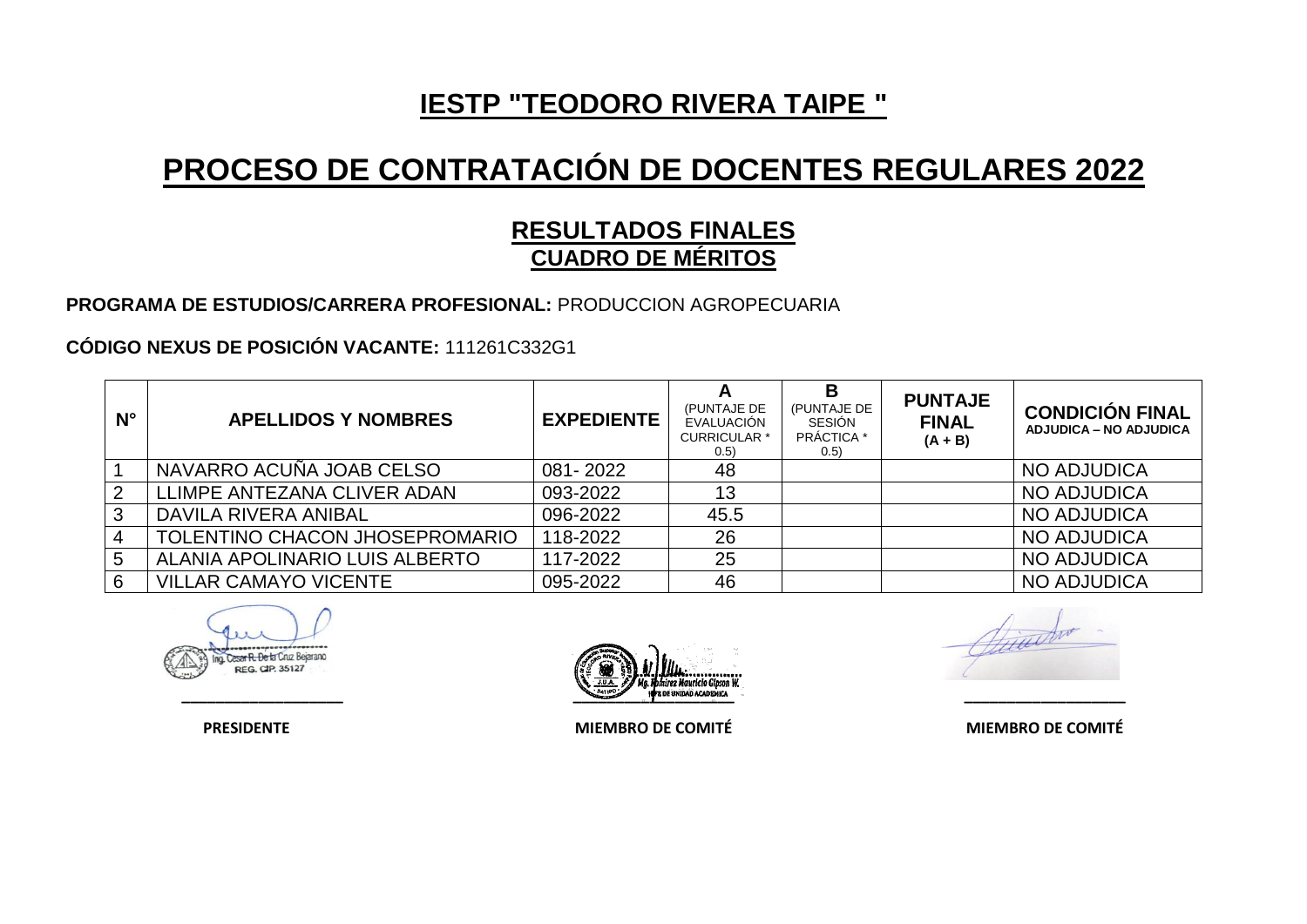# IESTP "TEODORO RIVERA TAIPE "

# PROCESO DE CONTRATACIÓN DE DOCENTES REGULARES 2022

## RESULTADOS FINALES
## CUADRO DE MÉRITOS

**PROGRAMA DE ESTUDIOS/CARRERA PROFESIONAL:** PRODUCCION AGROPECUARIA

**CÓDIGO NEXUS DE POSICIÓN VACANTE:** 111261C332G1

| N° | APELLIDOS Y NOMBRES | EXPEDIENTE | A (PUNTAJE DE EVALUACIÓN CURRICULAR * 0.5) | B (PUNTAJE DE SESIÓN PRÁCTICA * 0.5) | PUNTAJE FINAL (A + B) | CONDICIÓN FINAL ADJUDICA – NO ADJUDICA |
|---|---|---|---|---|---|---|
| 1 | NAVARRO ACUÑA JOAB CELSO | 081- 2022 | 48 | | | NO ADJUDICA |
| 2 | LLIMPE ANTEZANA CLIVER ADAN | 093-2022 | 13 | | | NO ADJUDICA |
| 3 | DAVILA RIVERA ANIBAL | 096-2022 | 45.5 | | | NO ADJUDICA |
| 4 | TOLENTINO CHACON JHOSEPROMARIO | 118-2022 | 26 | | | NO ADJUDICA |
| 5 | ALANIA APOLINARIO LUIS ALBERTO | 117-2022 | 25 | | | NO ADJUDICA |
| 6 | VILLAR CAMAYO VICENTE | 095-2022 | 46 | | | NO ADJUDICA |

Ing. Cesar R. De la Cruz Bejarano
REG. CIP. 35127

**PRESIDENTE**

Mg. Ramirez Mauricio Gipson W.
JEFE DE UNIDAD ACADEMICA

**MIEMBRO DE COMITÉ**

**MIEMBRO DE COMITÉ**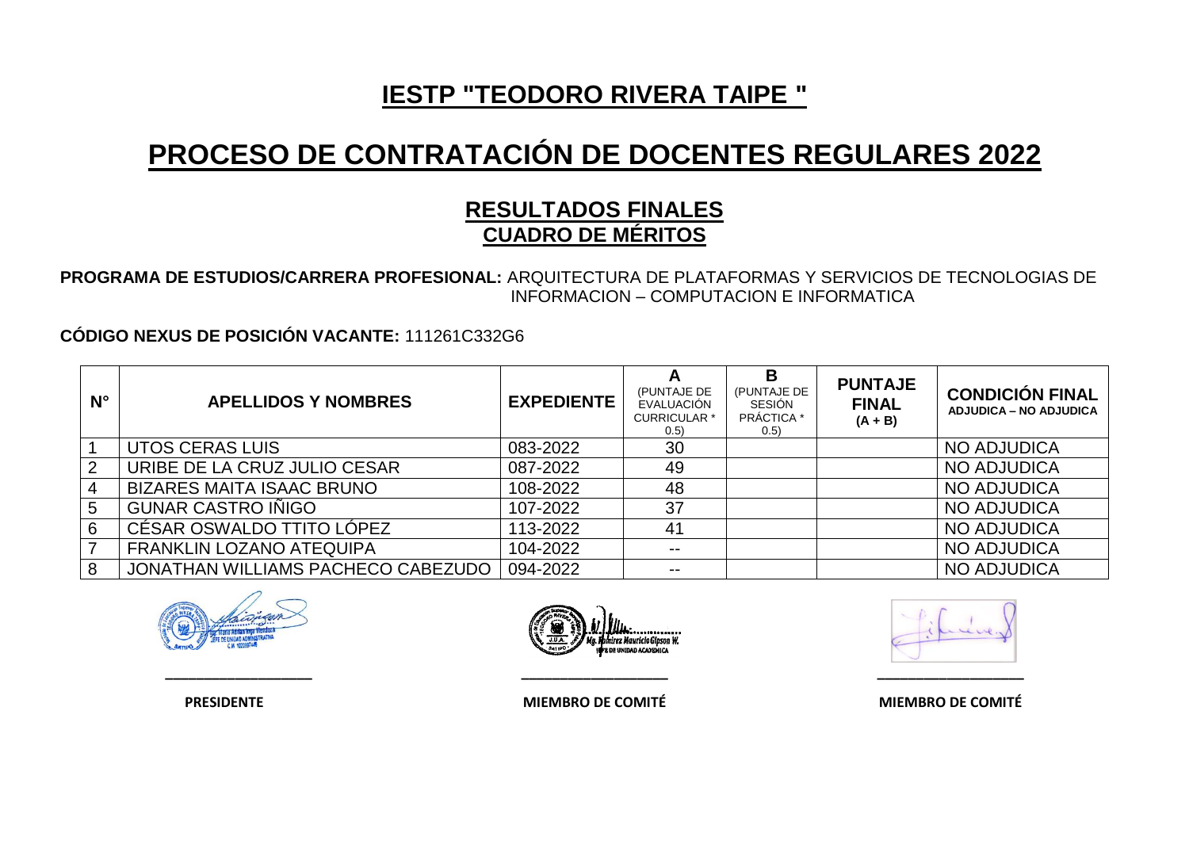# IESTP "TEODORO RIVERA TAIPE "

# PROCESO DE CONTRATACIÓN DE DOCENTES REGULARES 2022

## RESULTADOS FINALES
## CUADRO DE MÉRITOS

**PROGRAMA DE ESTUDIOS/CARRERA PROFESIONAL:** ARQUITECTURA DE PLATAFORMAS Y SERVICIOS DE TECNOLOGIAS DE INFORMACION – COMPUTACION E INFORMATICA

**CÓDIGO NEXUS DE POSICIÓN VACANTE:** 111261C332G6

| N° | APELLIDOS Y NOMBRES | EXPEDIENTE | A (PUNTAJE DE EVALUACIÓN CURRICULAR * 0.5) | B (PUNTAJE DE SESIÓN PRÁCTICA * 0.5) | PUNTAJE FINAL (A + B) | CONDICIÓN FINAL ADJUDICA – NO ADJUDICA |
|---|---|---|---|---|---|---|
| 1 | UTOS CERAS LUIS | 083-2022 | 30 | | | NO ADJUDICA |
| 2 | URIBE DE LA CRUZ JULIO CESAR | 087-2022 | 49 | | | NO ADJUDICA |
| 4 | BIZARES MAITA ISAAC BRUNO | 108-2022 | 48 | | | NO ADJUDICA |
| 5 | GUNAR CASTRO IÑIGO | 107-2022 | 37 | | | NO ADJUDICA |
| 6 | CÉSAR OSWALDO TTITO LÓPEZ | 113-2022 | 41 | | | NO ADJUDICA |
| 7 | FRANKLIN LOZANO ATEQUIPA | 104-2022 | -- | | | NO ADJUDICA |
| 8 | JONATHAN WILLIAMS PACHECO CABEZUDO | 094-2022 | -- | | | NO ADJUDICA |

PRESIDENTE | MIEMBRO DE COMITÉ | MIEMBRO DE COMITÉ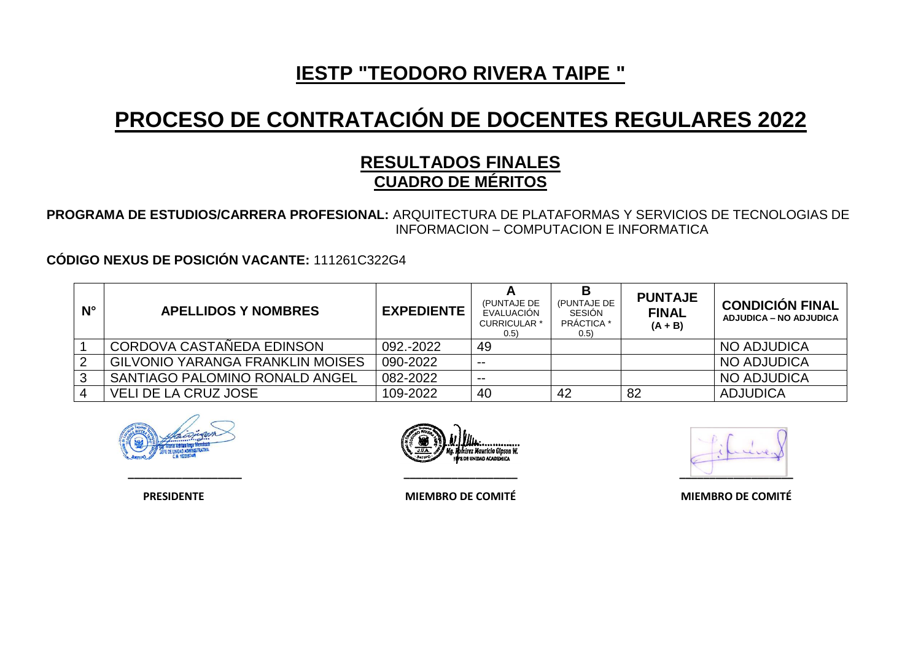# IESTP "TEODORO RIVERA TAIPE "

# PROCESO DE CONTRATACIÓN DE DOCENTES REGULARES 2022

## RESULTADOS FINALES
## CUADRO DE MÉRITOS

**PROGRAMA DE ESTUDIOS/CARRERA PROFESIONAL:** ARQUITECTURA DE PLATAFORMAS Y SERVICIOS DE TECNOLOGIAS DE INFORMACION – COMPUTACION E INFORMATICA

**CÓDIGO NEXUS DE POSICIÓN VACANTE:** 111261C322G4

| N° | APELLIDOS Y NOMBRES | EXPEDIENTE | A (PUNTAJE DE EVALUACIÓN CURRICULAR * 0.5) | B (PUNTAJE DE SESIÓN PRÁCTICA * 0.5) | PUNTAJE FINAL (A + B) | CONDICIÓN FINAL ADJUDICA – NO ADJUDICA |
|---|---|---|---|---|---|---|
| 1 | CORDOVA CASTAÑEDA EDINSON | 092.-2022 | 49 | | | NO ADJUDICA |
| 2 | GILVONIO YARANGA FRANKLIN MOISES | 090-2022 | -- | | | NO ADJUDICA |
| 3 | SANTIAGO PALOMINO RONALD ANGEL | 082-2022 | -- | | | NO ADJUDICA |
| 4 | VELI DE LA CRUZ JOSE | 109-2022 | 40 | 42 | 82 | ADJUDICA |

PRESIDENTE

MIEMBRO DE COMITÉ

MIEMBRO DE COMITÉ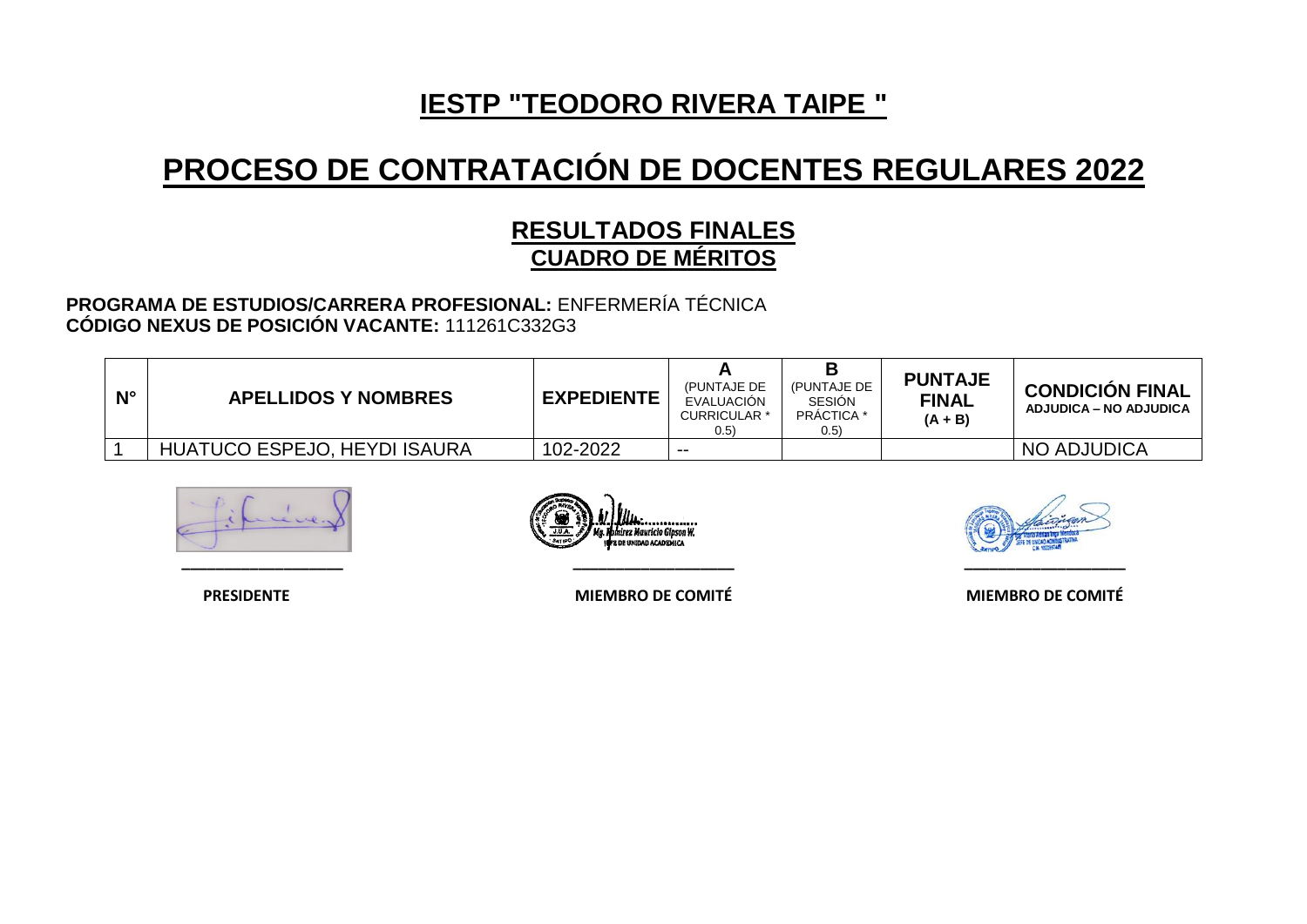# IESTP "TEODORO RIVERA TAIPE "

# PROCESO DE CONTRATACIÓN DE DOCENTES REGULARES 2022

## RESULTADOS FINALES
## CUADRO DE MÉRITOS

**PROGRAMA DE ESTUDIOS/CARRERA PROFESIONAL:** ENFERMERÍA TÉCNICA
**CÓDIGO NEXUS DE POSICIÓN VACANTE:** 111261C332G3

| N° | APELLIDOS Y NOMBRES | EXPEDIENTE | A (PUNTAJE DE EVALUACIÓN CURRICULAR * 0.5) | B (PUNTAJE DE SESIÓN PRÁCTICA * 0.5) | PUNTAJE FINAL (A + B) | CONDICIÓN FINAL ADJUDICA – NO ADJUDICA |
|---|---|---|---|---|---|---|
| 1 | HUATUCO ESPEJO, HEYDI ISAURA | 102-2022 | -- | | | NO ADJUDICA |

Mg. Ramírez Mauricio Gipson W.
JEFE DE UNIDAD ACADÉMICA

JEFE DE UNIDAD ADMINISTRATIVA

PRESIDENTE | MIEMBRO DE COMITÉ | MIEMBRO DE COMITÉ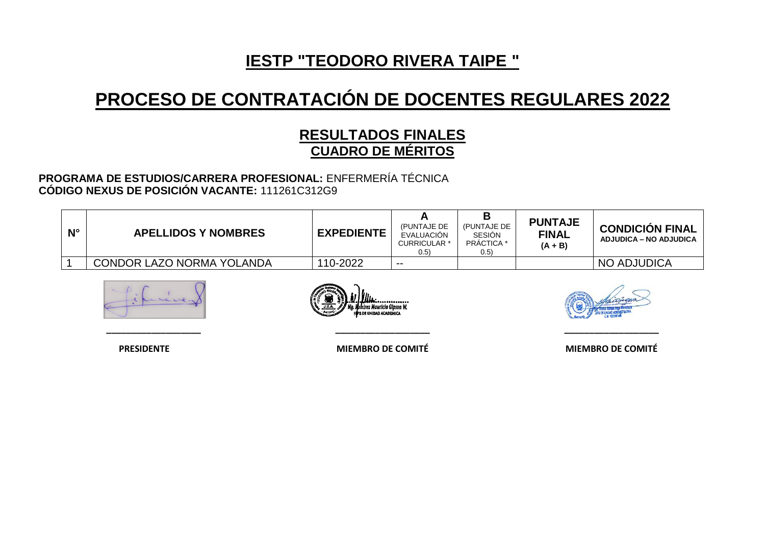# IESTP "TEODORO RIVERA TAIPE "

# PROCESO DE CONTRATACIÓN DE DOCENTES REGULARES 2022

## RESULTADOS FINALES
## CUADRO DE MÉRITOS

**PROGRAMA DE ESTUDIOS/CARRERA PROFESIONAL:** ENFERMERÍA TÉCNICA
**CÓDIGO NEXUS DE POSICIÓN VACANTE:** 111261C312G9

| N° | APELLIDOS Y NOMBRES | EXPEDIENTE | A (PUNTAJE DE EVALUACIÓN CURRICULAR * 0.5) | B (PUNTAJE DE SESIÓN PRÁCTICA * 0.5) | PUNTAJE FINAL (A + B) | CONDICIÓN FINAL ADJUDICA – NO ADJUDICA |
|---|---|---|---|---|---|---|
| 1 | CONDOR LAZO NORMA YOLANDA | 110-2022 | -- | | | NO ADJUDICA |

Mg. Ramírez Mauricio Gipson W.
JEFE DE UNIDAD ACADÉMICA

JEFE DE UNIDAD ADMINISTRATIVA

| PRESIDENTE | MIEMBRO DE COMITÉ | MIEMBRO DE COMITÉ |
|---|---|---|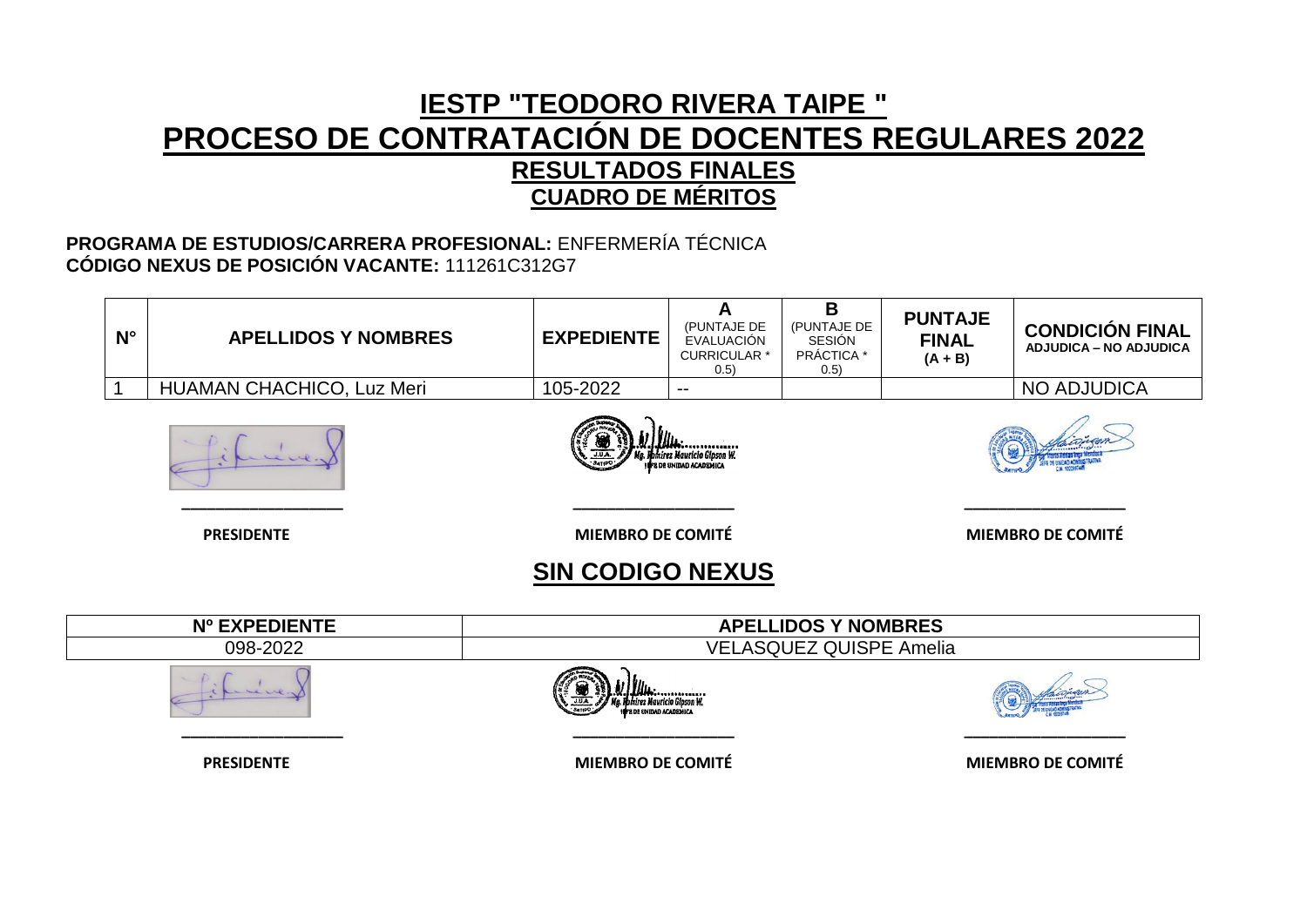# IESTP "TEODORO RIVERA TAIPE "

# PROCESO DE CONTRATACIÓN DE DOCENTES REGULARES 2022

## RESULTADOS FINALES

## CUADRO DE MÉRITOS

**PROGRAMA DE ESTUDIOS/CARRERA PROFESIONAL:** ENFERMERÍA TÉCNICA
**CÓDIGO NEXUS DE POSICIÓN VACANTE:** 111261C312G7

| N° | APELLIDOS Y NOMBRES | EXPEDIENTE | A (PUNTAJE DE EVALUACIÓN CURRICULAR * 0.5) | B (PUNTAJE DE SESIÓN PRÁCTICA * 0.5) | PUNTAJE FINAL (A + B) | CONDICIÓN FINAL ADJUDICA – NO ADJUDICA |
|---|---|---|---|---|---|---|
| 1 | HUAMAN CHACHICO, Luz Meri | 105-2022 | -- | | | NO ADJUDICA |

Mg. Ramírez Mauricio Gipson W.
JEFE DE UNIDAD ACADÉMICA

| PRESIDENTE | MIEMBRO DE COMITÉ | MIEMBRO DE COMITÉ |
|---|---|---|

## SIN CODIGO NEXUS

| Nº EXPEDIENTE | APELLIDOS Y NOMBRES |
|---|---|
| 098-2022 | VELASQUEZ QUISPE Amelia |

Mg. Ramírez Mauricio Gipson W.
JEFE DE UNIDAD ACADÉMICA

| PRESIDENTE | MIEMBRO DE COMITÉ | MIEMBRO DE COMITÉ |
|---|---|---|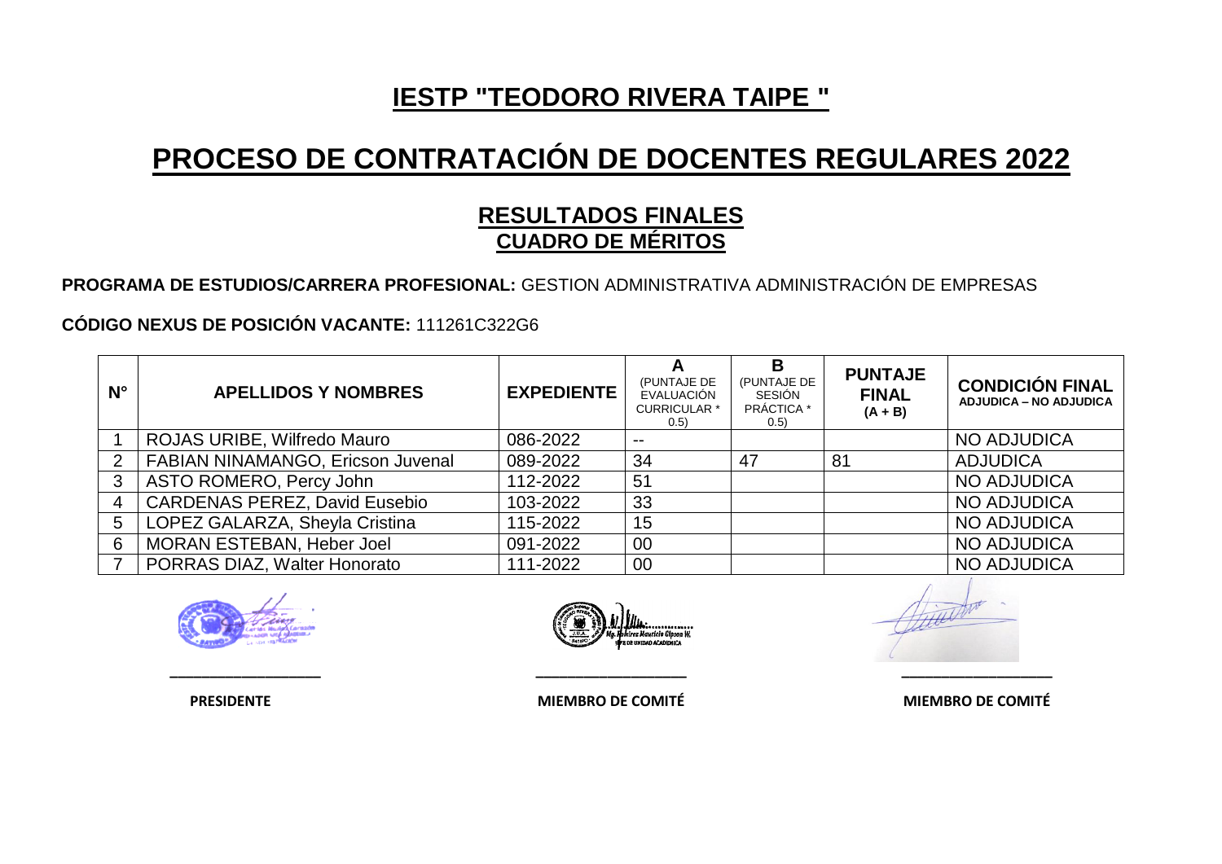# IESTP "TEODORO RIVERA TAIPE "

# PROCESO DE CONTRATACIÓN DE DOCENTES REGULARES 2022

## RESULTADOS FINALES
## CUADRO DE MÉRITOS

**PROGRAMA DE ESTUDIOS/CARRERA PROFESIONAL:** GESTION ADMINISTRATIVA ADMINISTRACIÓN DE EMPRESAS

**CÓDIGO NEXUS DE POSICIÓN VACANTE:** 111261C322G6

| N° | APELLIDOS Y NOMBRES | EXPEDIENTE | A (PUNTAJE DE EVALUACIÓN CURRICULAR * 0.5) | B (PUNTAJE DE SESIÓN PRÁCTICA * 0.5) | PUNTAJE FINAL (A + B) | CONDICIÓN FINAL ADJUDICA – NO ADJUDICA |
|---|---|---|---|---|---|---|
| 1 | ROJAS URIBE, Wilfredo Mauro | 086-2022 | -- | | | NO ADJUDICA |
| 2 | FABIAN NINAMANGO, Ericson Juvenal | 089-2022 | 34 | 47 | 81 | ADJUDICA |
| 3 | ASTO ROMERO, Percy John | 112-2022 | 51 | | | NO ADJUDICA |
| 4 | CARDENAS PEREZ, David Eusebio | 103-2022 | 33 | | | NO ADJUDICA |
| 5 | LOPEZ GALARZA, Sheyla Cristina | 115-2022 | 15 | | | NO ADJUDICA |
| 6 | MORAN ESTEBAN, Heber Joel | 091-2022 | 00 | | | NO ADJUDICA |
| 7 | PORRAS DIAZ, Walter Honorato | 111-2022 | 00 | | | NO ADJUDICA |

PRESIDENTE MIEMBRO DE COMITÉ MIEMBRO DE COMITÉ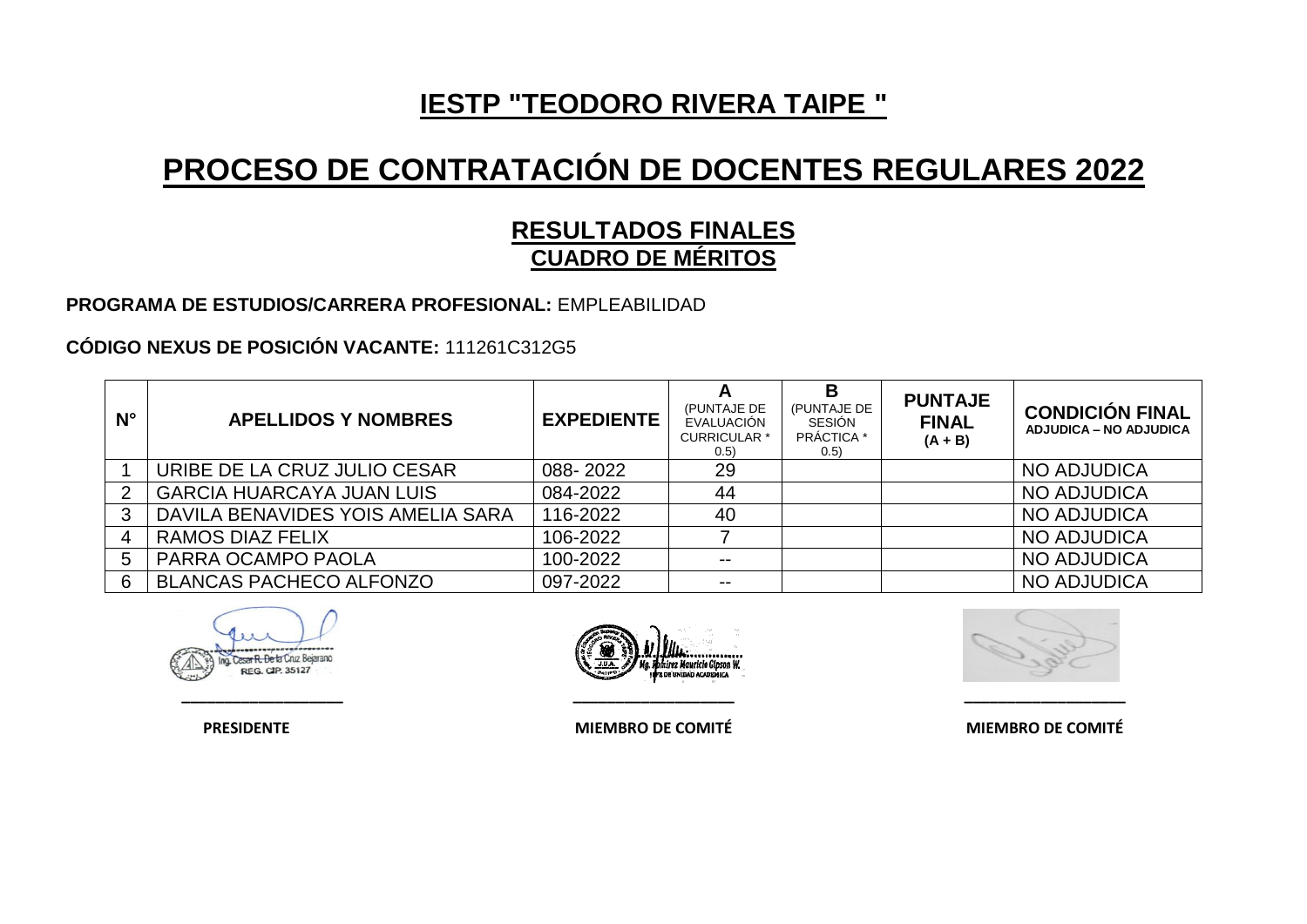# IESTP "TEODORO RIVERA TAIPE "

# PROCESO DE CONTRATACIÓN DE DOCENTES REGULARES 2022

## RESULTADOS FINALES
## CUADRO DE MÉRITOS

**PROGRAMA DE ESTUDIOS/CARRERA PROFESIONAL:** EMPLEABILIDAD

**CÓDIGO NEXUS DE POSICIÓN VACANTE:** 111261C312G5

| N° | APELLIDOS Y NOMBRES | EXPEDIENTE | A (PUNTAJE DE EVALUACIÓN CURRICULAR * 0.5) | B (PUNTAJE DE SESIÓN PRÁCTICA * 0.5) | PUNTAJE FINAL (A + B) | CONDICIÓN FINAL ADJUDICA – NO ADJUDICA |
|---|---|---|---|---|---|---|
| 1 | URIBE DE LA CRUZ JULIO CESAR | 088- 2022 | 29 | | | NO ADJUDICA |
| 2 | GARCIA HUARCAYA JUAN LUIS | 084-2022 | 44 | | | NO ADJUDICA |
| 3 | DAVILA BENAVIDES YOIS AMELIA SARA | 116-2022 | 40 | | | NO ADJUDICA |
| 4 | RAMOS DIAZ FELIX | 106-2022 | 7 | | | NO ADJUDICA |
| 5 | PARRA OCAMPO PAOLA | 100-2022 | -- | | | NO ADJUDICA |
| 6 | BLANCAS PACHECO ALFONZO | 097-2022 | -- | | | NO ADJUDICA |

Ing. Cesar R. De la Cruz Bejarano
REG. CIP. 35127

**PRESIDENTE**

Mg. Ramírez Mauricio Gipson W.
JEFE DE UNIDAD ACADÉMICA

**MIEMBRO DE COMITÉ**

**MIEMBRO DE COMITÉ**